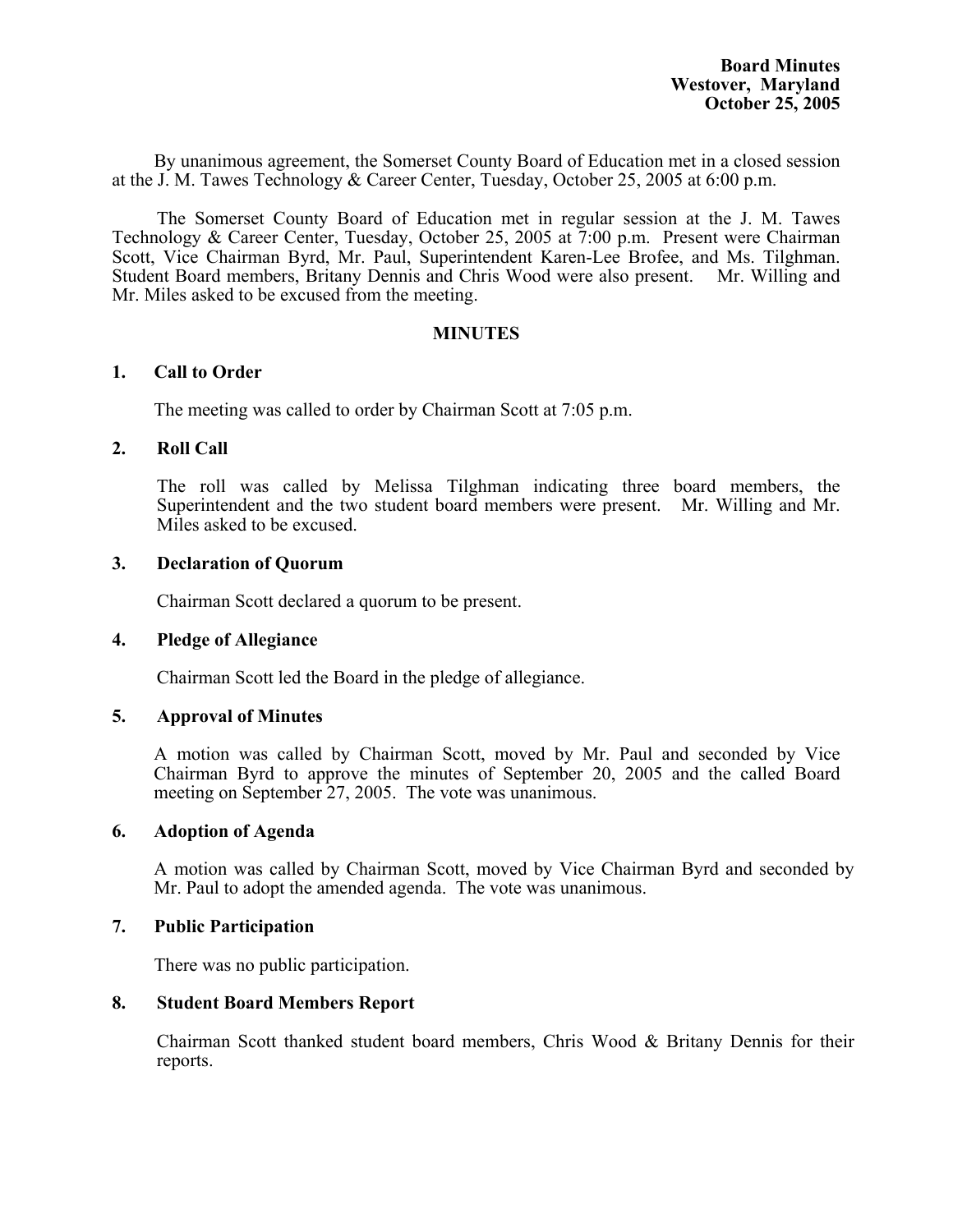**Board Minutes**
**Westover, Maryland**
**October 25, 2005**

By unanimous agreement, the Somerset County Board of Education met in a closed session at the J. M. Tawes Technology & Career Center, Tuesday, October 25, 2005 at 6:00 p.m.

The Somerset County Board of Education met in regular session at the J. M. Tawes Technology & Career Center, Tuesday, October 25, 2005 at 7:00 p.m. Present were Chairman Scott, Vice Chairman Byrd, Mr. Paul, Superintendent Karen-Lee Brofee, and Ms. Tilghman. Student Board members, Britany Dennis and Chris Wood were also present. Mr. Willing and Mr. Miles asked to be excused from the meeting.

## MINUTES

### 1. Call to Order

The meeting was called to order by Chairman Scott at 7:05 p.m.

### 2. Roll Call

The roll was called by Melissa Tilghman indicating three board members, the Superintendent and the two student board members were present. Mr. Willing and Mr. Miles asked to be excused.

### 3. Declaration of Quorum

Chairman Scott declared a quorum to be present.

### 4. Pledge of Allegiance

Chairman Scott led the Board in the pledge of allegiance.

### 5. Approval of Minutes

A motion was called by Chairman Scott, moved by Mr. Paul and seconded by Vice Chairman Byrd to approve the minutes of September 20, 2005 and the called Board meeting on September 27, 2005. The vote was unanimous.

### 6. Adoption of Agenda

A motion was called by Chairman Scott, moved by Vice Chairman Byrd and seconded by Mr. Paul to adopt the amended agenda. The vote was unanimous.

### 7. Public Participation

There was no public participation.

### 8. Student Board Members Report

Chairman Scott thanked student board members, Chris Wood & Britany Dennis for their reports.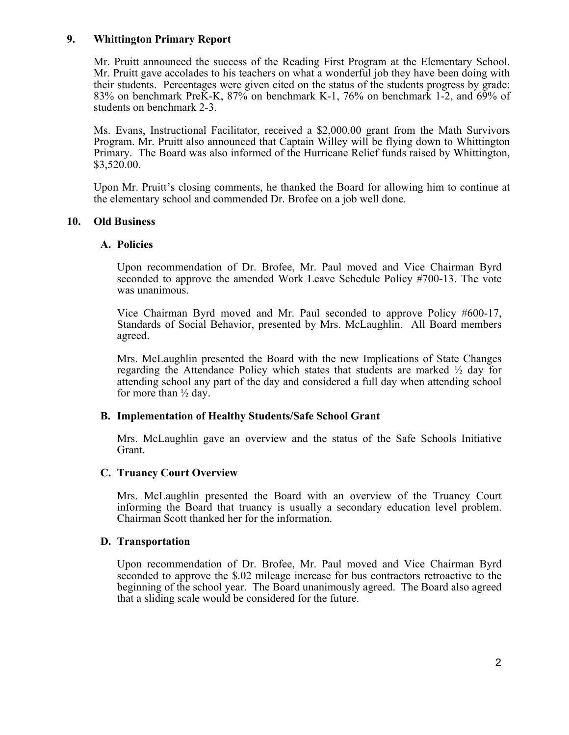## 9. Whittington Primary Report

Mr. Pruitt announced the success of the Reading First Program at the Elementary School. Mr. Pruitt gave accolades to his teachers on what a wonderful job they have been doing with their students. Percentages were given cited on the status of the students progress by grade: 83% on benchmark PreK-K, 87% on benchmark K-1, 76% on benchmark 1-2, and 69% of students on benchmark 2-3.

Ms. Evans, Instructional Facilitator, received a $2,000.00 grant from the Math Survivors Program. Mr. Pruitt also announced that Captain Willey will be flying down to Whittington Primary. The Board was also informed of the Hurricane Relief funds raised by Whittington, $3,520.00.

Upon Mr. Pruitt's closing comments, he thanked the Board for allowing him to continue at the elementary school and commended Dr. Brofee on a job well done.

## 10. Old Business

### A. Policies

Upon recommendation of Dr. Brofee, Mr. Paul moved and Vice Chairman Byrd seconded to approve the amended Work Leave Schedule Policy #700-13. The vote was unanimous.

Vice Chairman Byrd moved and Mr. Paul seconded to approve Policy #600-17, Standards of Social Behavior, presented by Mrs. McLaughlin. All Board members agreed.

Mrs. McLaughlin presented the Board with the new Implications of State Changes regarding the Attendance Policy which states that students are marked ½ day for attending school any part of the day and considered a full day when attending school for more than ½ day.

### B. Implementation of Healthy Students/Safe School Grant

Mrs. McLaughlin gave an overview and the status of the Safe Schools Initiative Grant.

### C. Truancy Court Overview

Mrs. McLaughlin presented the Board with an overview of the Truancy Court informing the Board that truancy is usually a secondary education level problem. Chairman Scott thanked her for the information.

### D. Transportation

Upon recommendation of Dr. Brofee, Mr. Paul moved and Vice Chairman Byrd seconded to approve the $.02 mileage increase for bus contractors retroactive to the beginning of the school year. The Board unanimously agreed. The Board also agreed that a sliding scale would be considered for the future.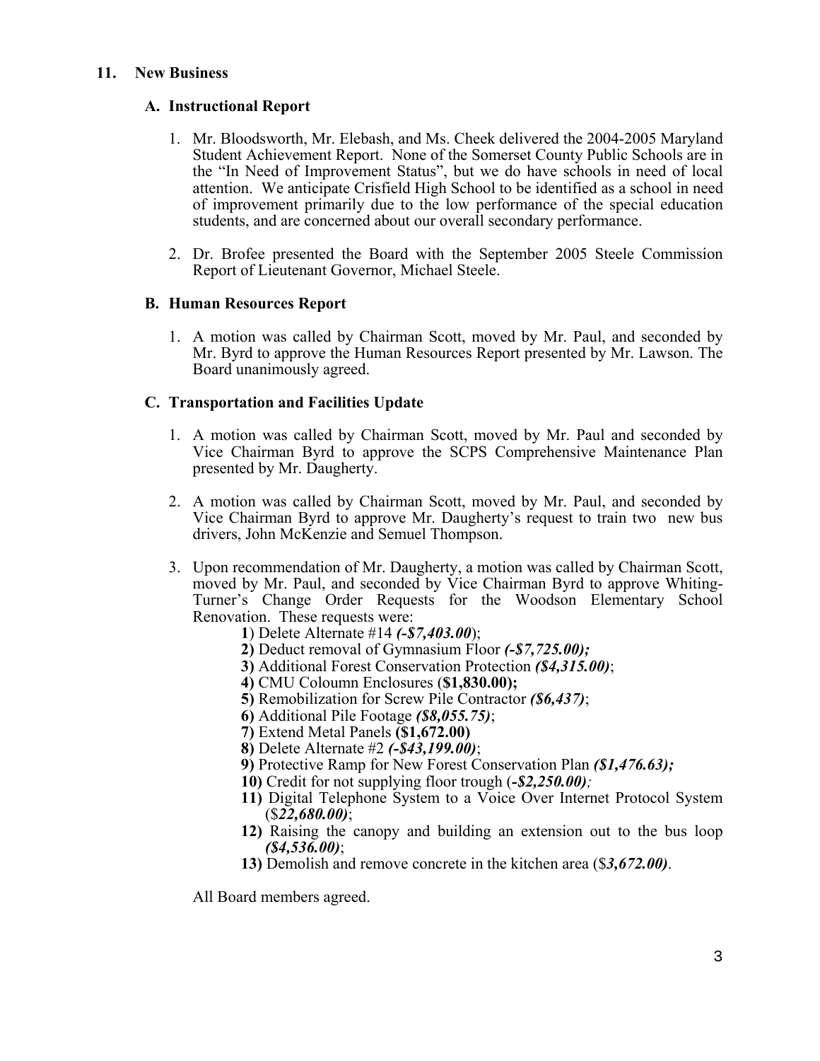## 11. New Business

### A. Instructional Report

1. Mr. Bloodsworth, Mr. Elebash, and Ms. Cheek delivered the 2004-2005 Maryland Student Achievement Report. None of the Somerset County Public Schools are in the "In Need of Improvement Status", but we do have schools in need of local attention. We anticipate Crisfield High School to be identified as a school in need of improvement primarily due to the low performance of the special education students, and are concerned about our overall secondary performance.

2. Dr. Brofee presented the Board with the September 2005 Steele Commission Report of Lieutenant Governor, Michael Steele.

### B. Human Resources Report

1. A motion was called by Chairman Scott, moved by Mr. Paul, and seconded by Mr. Byrd to approve the Human Resources Report presented by Mr. Lawson. The Board unanimously agreed.

### C. Transportation and Facilities Update

1. A motion was called by Chairman Scott, moved by Mr. Paul and seconded by Vice Chairman Byrd to approve the SCPS Comprehensive Maintenance Plan presented by Mr. Daugherty.

2. A motion was called by Chairman Scott, moved by Mr. Paul, and seconded by Vice Chairman Byrd to approve Mr. Daugherty's request to train two new bus drivers, John McKenzie and Semuel Thompson.

3. Upon recommendation of Mr. Daugherty, a motion was called by Chairman Scott, moved by Mr. Paul, and seconded by Vice Chairman Byrd to approve Whiting-Turner's Change Order Requests for the Woodson Elementary School Renovation. These requests were:

   **1**) Delete Alternate #14 ***(-$7,403.00***);
   **2)** Deduct removal of Gymnasium Floor ***(-$7,725.00);***
   **3)** Additional Forest Conservation Protection ***($4,315.00)***;
   **4)** CMU Coloumn Enclosures (**$1,830.00);**
   **5)** Remobilization for Screw Pile Contractor ***($6,437)***;
   **6)** Additional Pile Footage ***($8,055.75)***;
   **7)** Extend Metal Panels **($1,672.00)**
   **8)** Delete Alternate #2 ***(-$43,199.00)***;
   **9)** Protective Ramp for New Forest Conservation Plan ***($1,476.63);***
   **10)** Credit for not supplying floor trough (***-$2,250.00);***
   **11)** Digital Telephone System to a Voice Over Internet Protocol System ($***22,680.00)***;
   **12)** Raising the canopy and building an extension out to the bus loop ***($4,536.00)***;
   **13)** Demolish and remove concrete in the kitchen area ($***3,672.00)***.

All Board members agreed.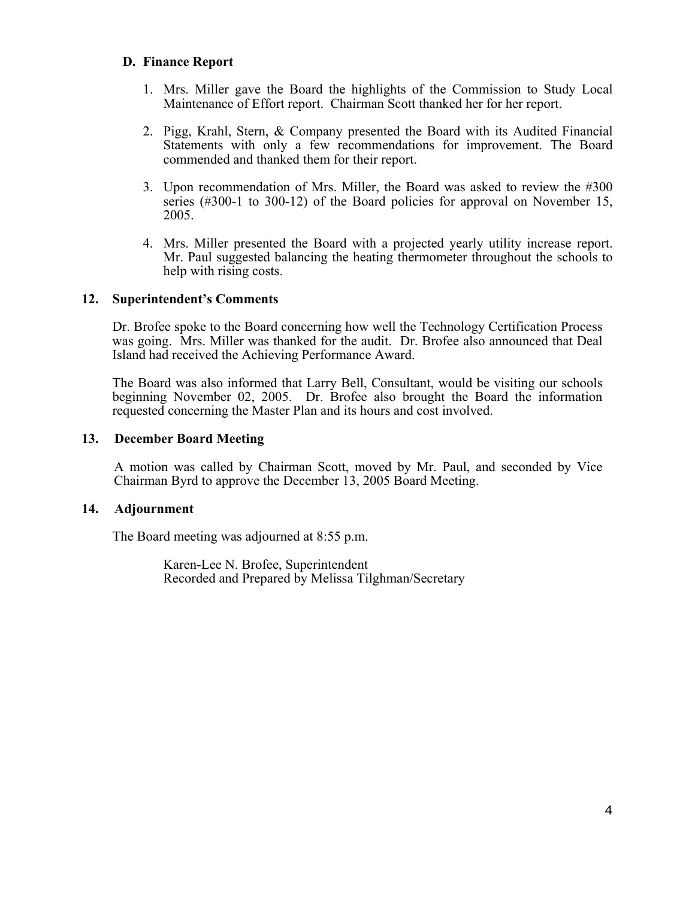### D. Finance Report

1. Mrs. Miller gave the Board the highlights of the Commission to Study Local Maintenance of Effort report. Chairman Scott thanked her for her report.

2. Pigg, Krahl, Stern, & Company presented the Board with its Audited Financial Statements with only a few recommendations for improvement. The Board commended and thanked them for their report.

3. Upon recommendation of Mrs. Miller, the Board was asked to review the #300 series (#300-1 to 300-12) of the Board policies for approval on November 15, 2005.

4. Mrs. Miller presented the Board with a projected yearly utility increase report. Mr. Paul suggested balancing the heating thermometer throughout the schools to help with rising costs.

## 12. Superintendent's Comments

Dr. Brofee spoke to the Board concerning how well the Technology Certification Process was going. Mrs. Miller was thanked for the audit. Dr. Brofee also announced that Deal Island had received the Achieving Performance Award.

The Board was also informed that Larry Bell, Consultant, would be visiting our schools beginning November 02, 2005. Dr. Brofee also brought the Board the information requested concerning the Master Plan and its hours and cost involved.

## 13. December Board Meeting

A motion was called by Chairman Scott, moved by Mr. Paul, and seconded by Vice Chairman Byrd to approve the December 13, 2005 Board Meeting.

## 14. Adjournment

The Board meeting was adjourned at 8:55 p.m.

Karen-Lee N. Brofee, Superintendent
Recorded and Prepared by Melissa Tilghman/Secretary